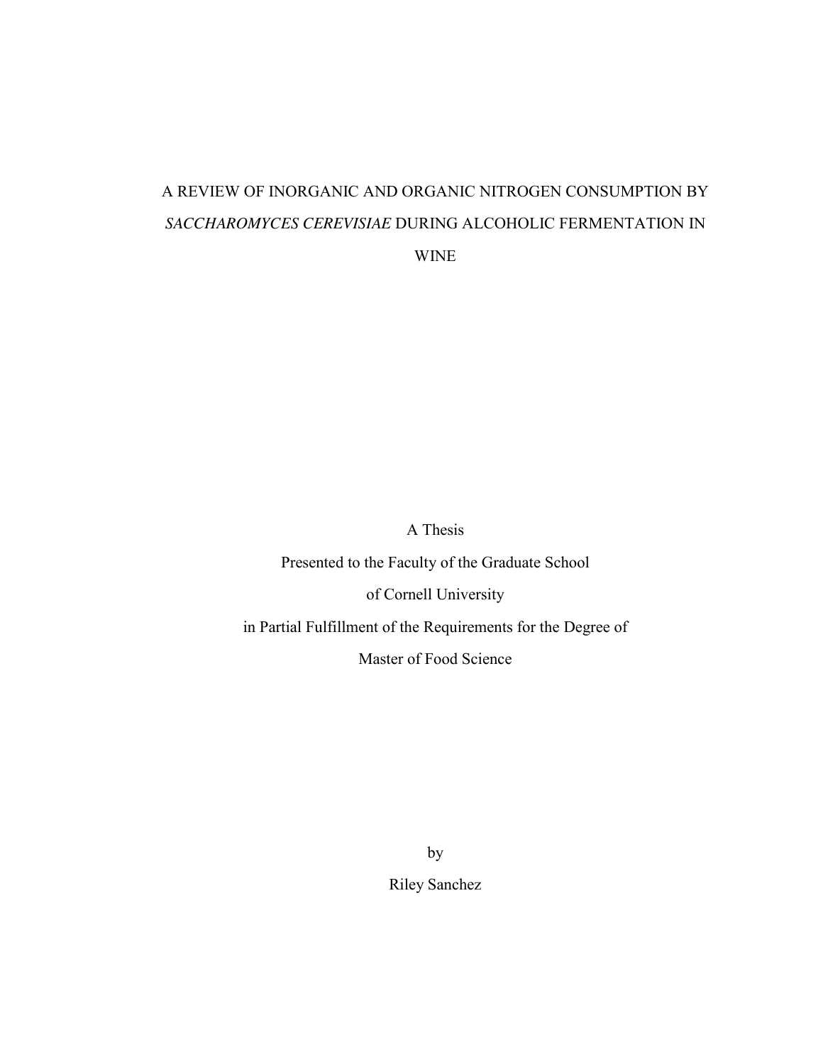# A REVIEW OF INORGANIC AND ORGANIC NITROGEN CONSUMPTION BY *SACCHAROMYCES CEREVISIAE* DURING ALCOHOLIC FERMENTATION IN WINE

A Thesis

Presented to the Faculty of the Graduate School

of Cornell University

in Partial Fulfillment of the Requirements for the Degree of

Master of Food Science

by

Riley Sanchez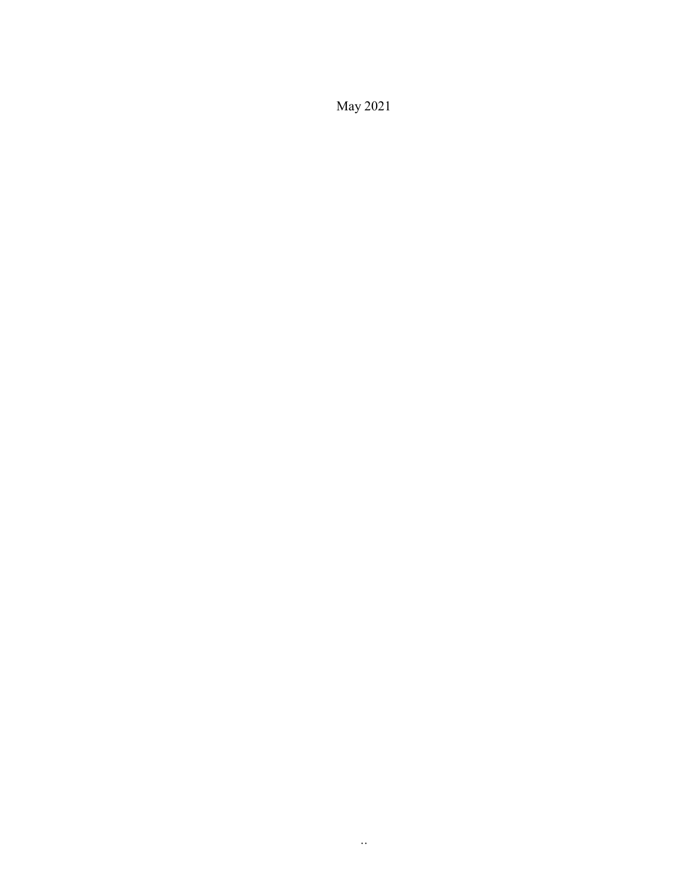May 2021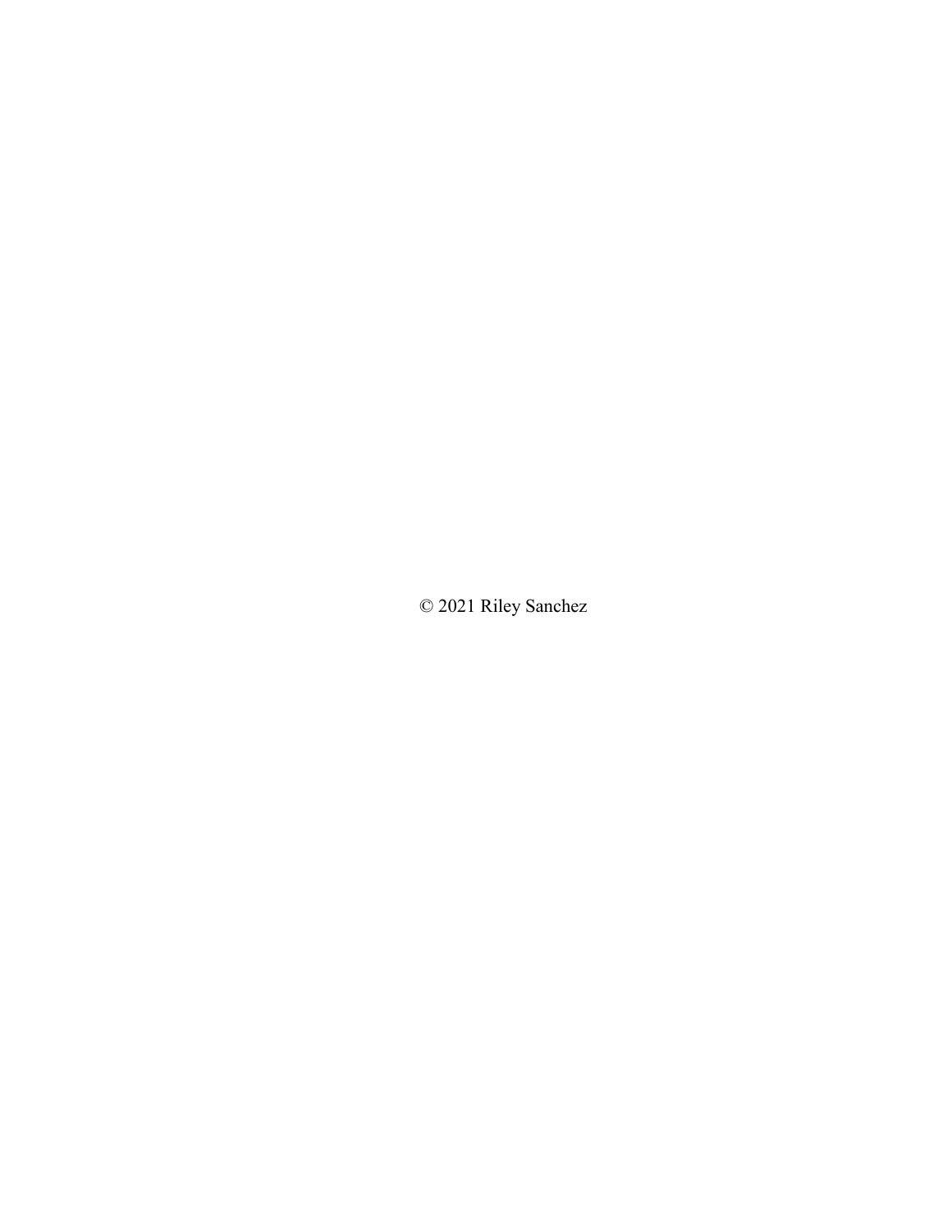© 2021 Riley Sanchez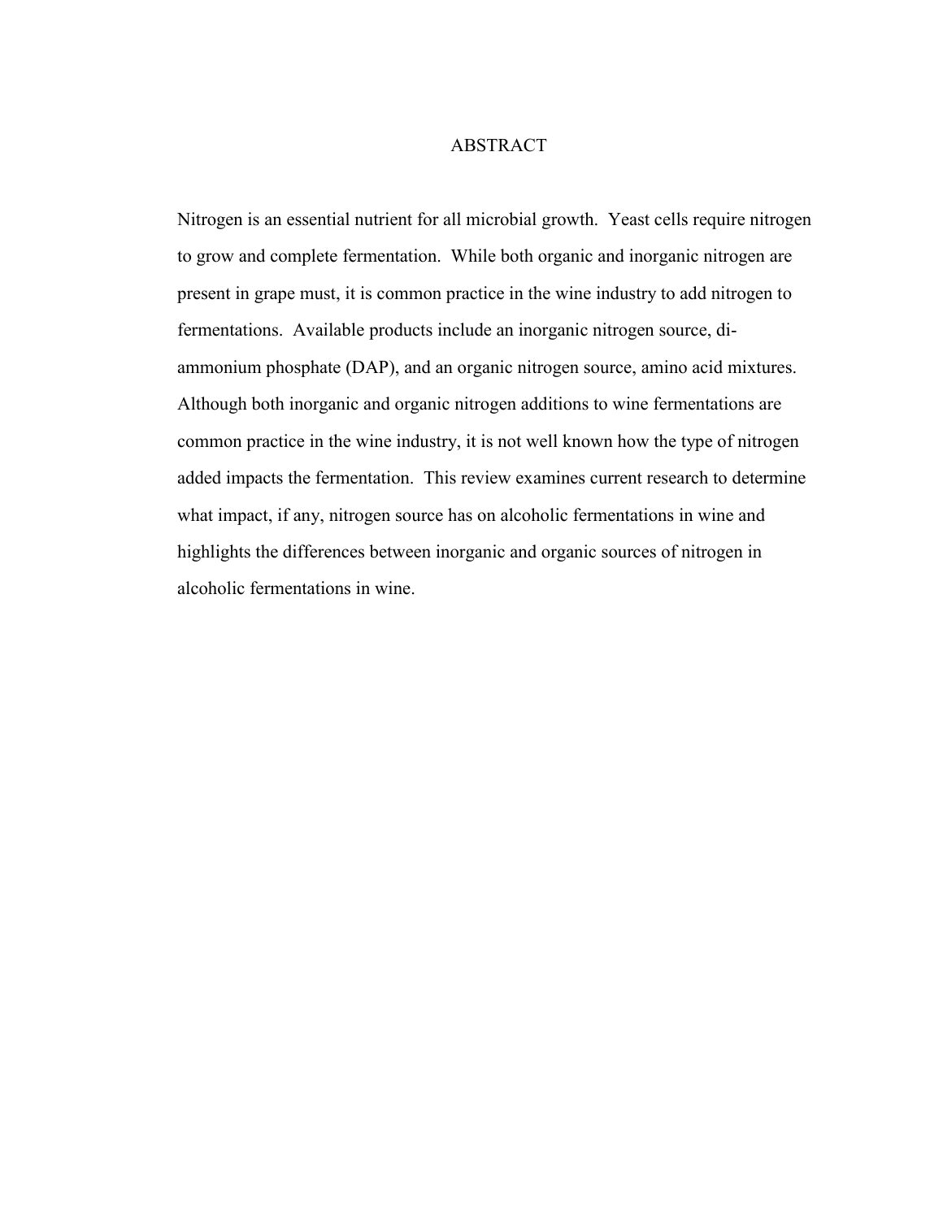# ABSTRACT

Nitrogen is an essential nutrient for all microbial growth. Yeast cells require nitrogen to grow and complete fermentation. While both organic and inorganic nitrogen are present in grape must, it is common practice in the wine industry to add nitrogen to fermentations. Available products include an inorganic nitrogen source, di-ammonium phosphate (DAP), and an organic nitrogen source, amino acid mixtures. Although both inorganic and organic nitrogen additions to wine fermentations are common practice in the wine industry, it is not well known how the type of nitrogen added impacts the fermentation. This review examines current research to determine what impact, if any, nitrogen source has on alcoholic fermentations in wine and highlights the differences between inorganic and organic sources of nitrogen in alcoholic fermentations in wine.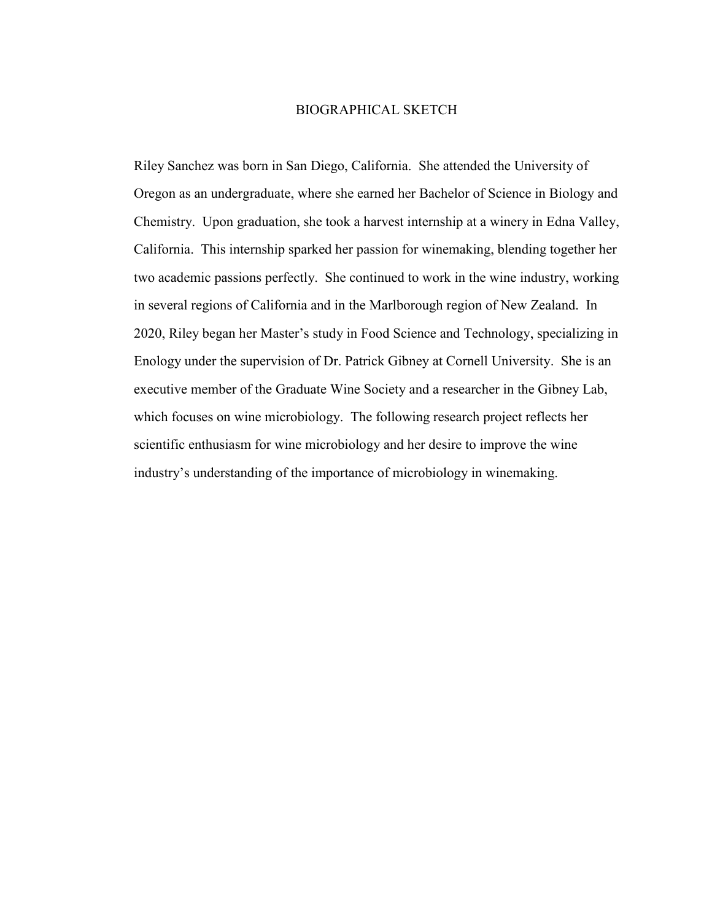# BIOGRAPHICAL SKETCH

Riley Sanchez was born in San Diego, California. She attended the University of Oregon as an undergraduate, where she earned her Bachelor of Science in Biology and Chemistry. Upon graduation, she took a harvest internship at a winery in Edna Valley, California. This internship sparked her passion for winemaking, blending together her two academic passions perfectly. She continued to work in the wine industry, working in several regions of California and in the Marlborough region of New Zealand. In 2020, Riley began her Master's study in Food Science and Technology, specializing in Enology under the supervision of Dr. Patrick Gibney at Cornell University. She is an executive member of the Graduate Wine Society and a researcher in the Gibney Lab, which focuses on wine microbiology. The following research project reflects her scientific enthusiasm for wine microbiology and her desire to improve the wine industry's understanding of the importance of microbiology in winemaking.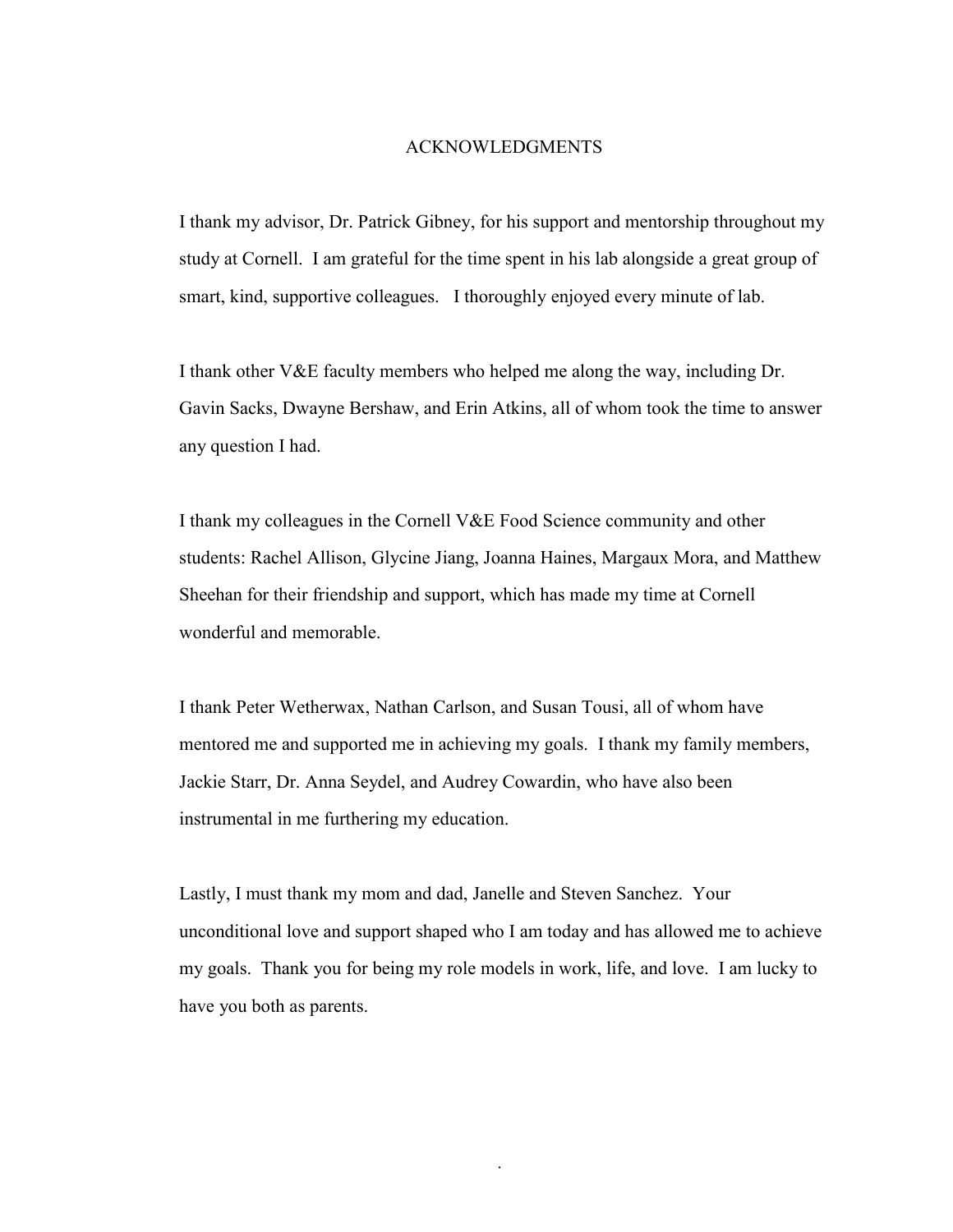# ACKNOWLEDGMENTS

I thank my advisor, Dr. Patrick Gibney, for his support and mentorship throughout my study at Cornell. I am grateful for the time spent in his lab alongside a great group of smart, kind, supportive colleagues. I thoroughly enjoyed every minute of lab.

I thank other V&E faculty members who helped me along the way, including Dr. Gavin Sacks, Dwayne Bershaw, and Erin Atkins, all of whom took the time to answer any question I had.

I thank my colleagues in the Cornell V&E Food Science community and other students: Rachel Allison, Glycine Jiang, Joanna Haines, Margaux Mora, and Matthew Sheehan for their friendship and support, which has made my time at Cornell wonderful and memorable.

I thank Peter Wetherwax, Nathan Carlson, and Susan Tousi, all of whom have mentored me and supported me in achieving my goals. I thank my family members, Jackie Starr, Dr. Anna Seydel, and Audrey Cowardin, who have also been instrumental in me furthering my education.

Lastly, I must thank my mom and dad, Janelle and Steven Sanchez. Your unconditional love and support shaped who I am today and has allowed me to achieve my goals. Thank you for being my role models in work, life, and love. I am lucky to have you both as parents.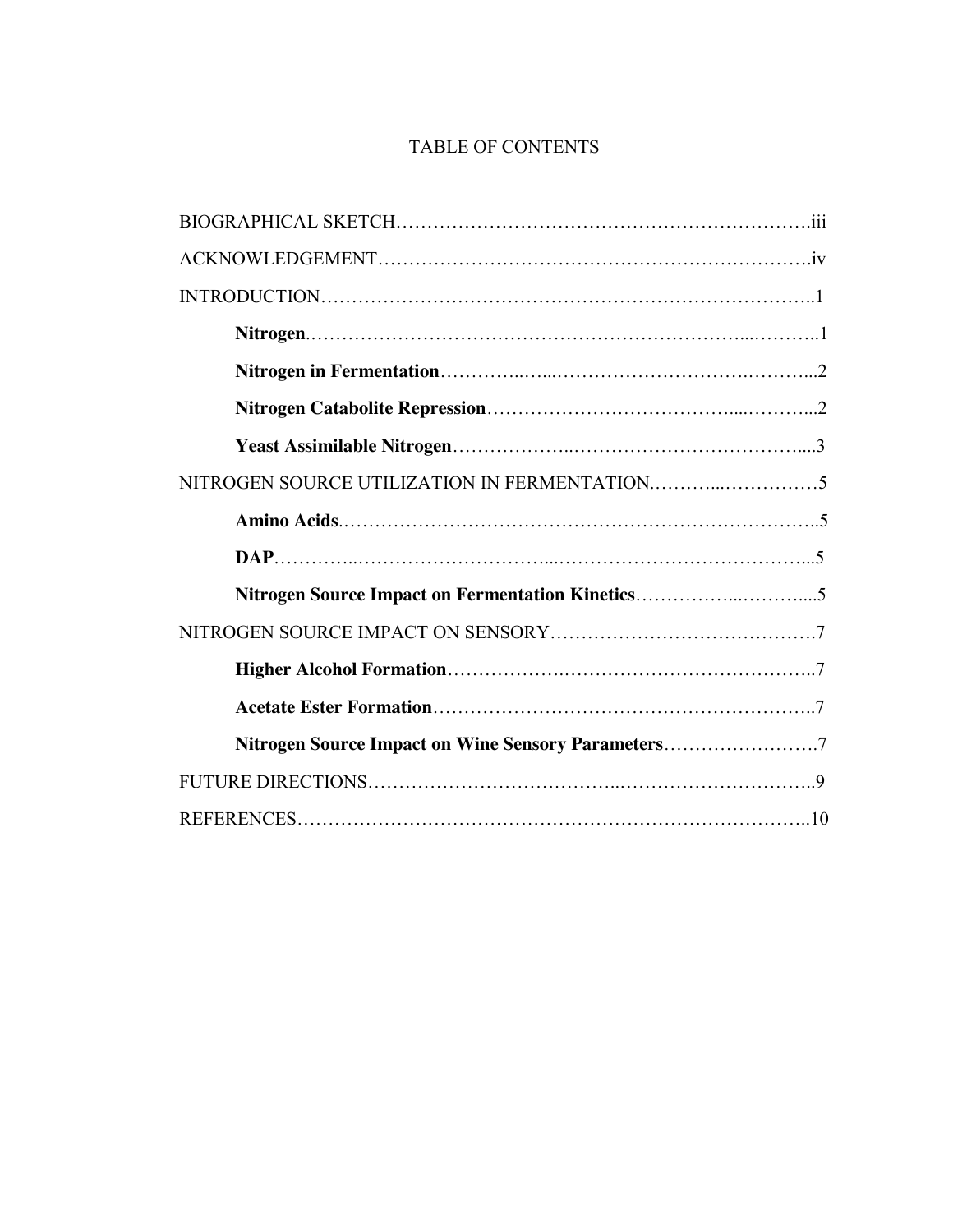# TABLE OF CONTENTS

BIOGRAPHICAL SKETCH……………………………………………………………….iii

ACKNOWLEDGEMENT……………………………………………………………….iv

INTRODUCTION………………………………………………………………………..1

**Nitrogen**……………………………………………………………………..………..1

**Nitrogen in Fermentation**…………..…...………………………….………...2

**Nitrogen Catabolite Repression**…………………………………....………...2

**Yeast Assimilable Nitrogen**………………..………………………………....3

NITROGEN SOURCE UTILIZATION IN FERMENTATION.………...……………5

**Amino Acids**…………………………………………………………………..5

**DAP**…………..…………………………...…………………………………...5

**Nitrogen Source Impact on Fermentation Kinetics**……………...………....5

NITROGEN SOURCE IMPACT ON SENSORY…………………………………….7

**Higher Alcohol Formation**……………….…………………………………..7

**Acetate Ester Formation**……………………………………………………..7

**Nitrogen Source Impact on Wine Sensory Parameters**…………………….7

FUTURE DIRECTIONS………………………………..…………………………...9

REFERENCES……………………………………………………………….………..10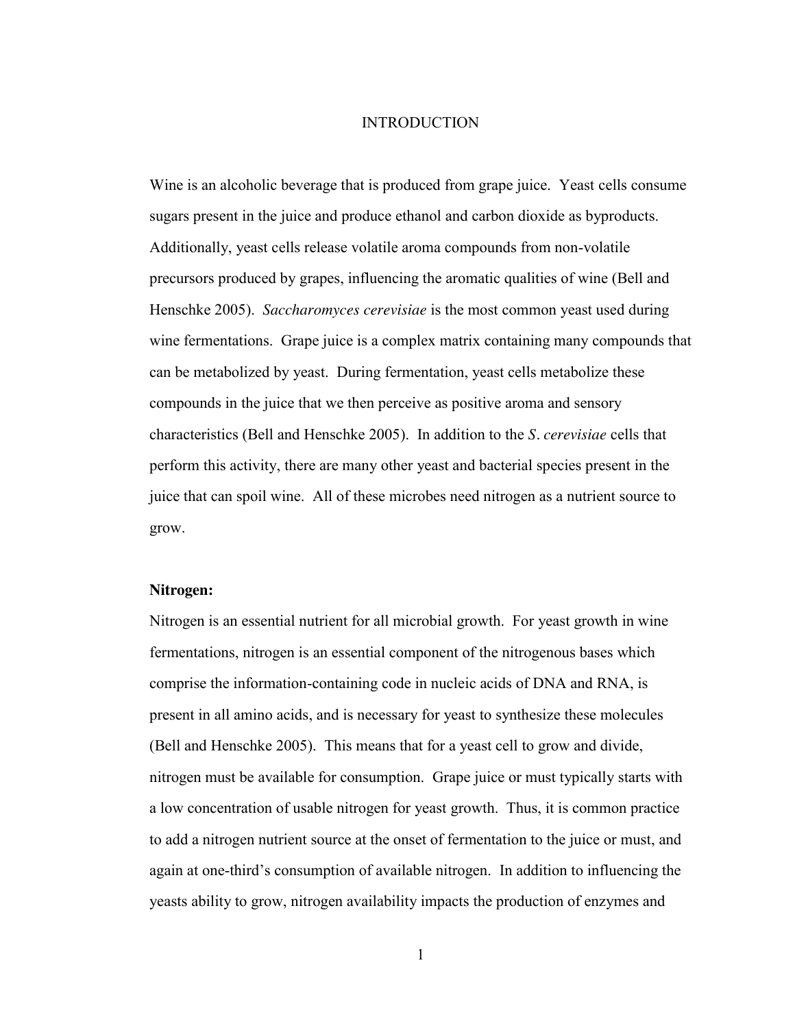# INTRODUCTION

Wine is an alcoholic beverage that is produced from grape juice. Yeast cells consume sugars present in the juice and produce ethanol and carbon dioxide as byproducts. Additionally, yeast cells release volatile aroma compounds from non-volatile precursors produced by grapes, influencing the aromatic qualities of wine (Bell and Henschke 2005). *Saccharomyces cerevisiae* is the most common yeast used during wine fermentations. Grape juice is a complex matrix containing many compounds that can be metabolized by yeast. During fermentation, yeast cells metabolize these compounds in the juice that we then perceive as positive aroma and sensory characteristics (Bell and Henschke 2005). In addition to the *S. cerevisiae* cells that perform this activity, there are many other yeast and bacterial species present in the juice that can spoil wine. All of these microbes need nitrogen as a nutrient source to grow.

**Nitrogen:**

Nitrogen is an essential nutrient for all microbial growth. For yeast growth in wine fermentations, nitrogen is an essential component of the nitrogenous bases which comprise the information-containing code in nucleic acids of DNA and RNA, is present in all amino acids, and is necessary for yeast to synthesize these molecules (Bell and Henschke 2005). This means that for a yeast cell to grow and divide, nitrogen must be available for consumption. Grape juice or must typically starts with a low concentration of usable nitrogen for yeast growth. Thus, it is common practice to add a nitrogen nutrient source at the onset of fermentation to the juice or must, and again at one-third's consumption of available nitrogen. In addition to influencing the yeasts ability to grow, nitrogen availability impacts the production of enzymes and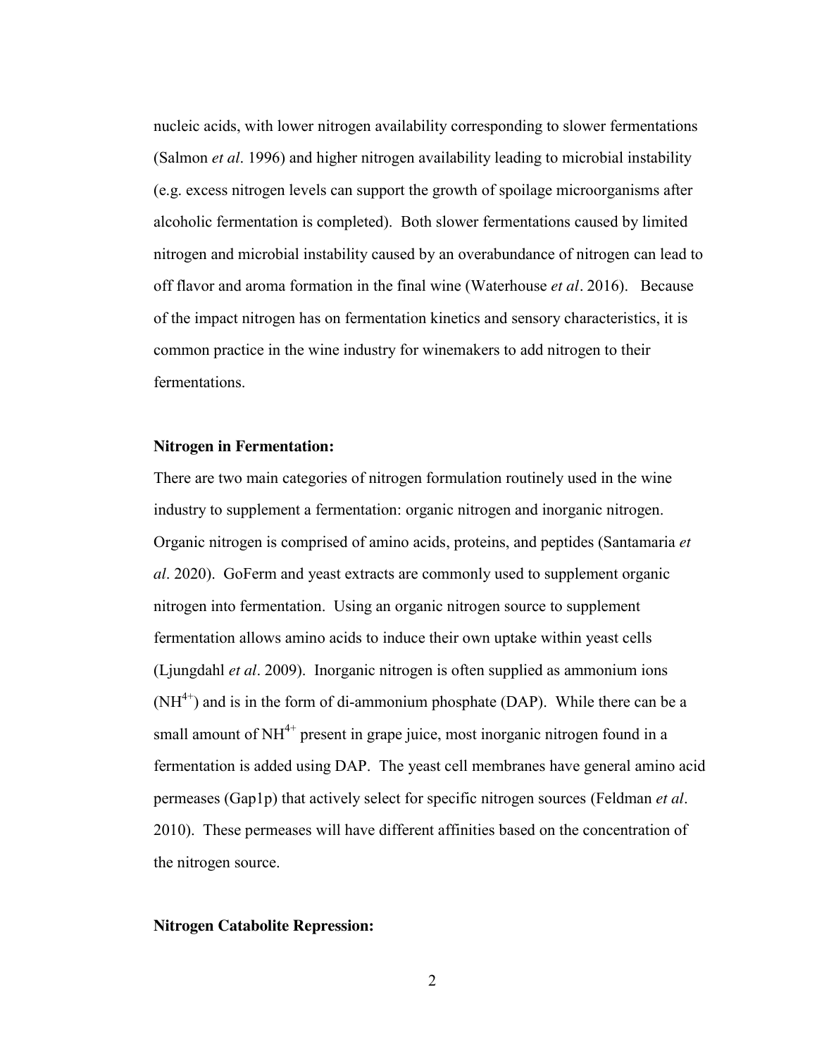nucleic acids, with lower nitrogen availability corresponding to slower fermentations (Salmon *et al*. 1996) and higher nitrogen availability leading to microbial instability (e.g. excess nitrogen levels can support the growth of spoilage microorganisms after alcoholic fermentation is completed). Both slower fermentations caused by limited nitrogen and microbial instability caused by an overabundance of nitrogen can lead to off flavor and aroma formation in the final wine (Waterhouse *et al*. 2016). Because of the impact nitrogen has on fermentation kinetics and sensory characteristics, it is common practice in the wine industry for winemakers to add nitrogen to their fermentations.

**Nitrogen in Fermentation:**

There are two main categories of nitrogen formulation routinely used in the wine industry to supplement a fermentation: organic nitrogen and inorganic nitrogen. Organic nitrogen is comprised of amino acids, proteins, and peptides (Santamaria *et al*. 2020). GoFerm and yeast extracts are commonly used to supplement organic nitrogen into fermentation. Using an organic nitrogen source to supplement fermentation allows amino acids to induce their own uptake within yeast cells (Ljungdahl *et al*. 2009). Inorganic nitrogen is often supplied as ammonium ions ($NH^{4+}$) and is in the form of di-ammonium phosphate (DAP). While there can be a small amount of $NH^{4+}$ present in grape juice, most inorganic nitrogen found in a fermentation is added using DAP. The yeast cell membranes have general amino acid permeases (Gap1p) that actively select for specific nitrogen sources (Feldman *et al*. 2010). These permeases will have different affinities based on the concentration of the nitrogen source.

**Nitrogen Catabolite Repression:**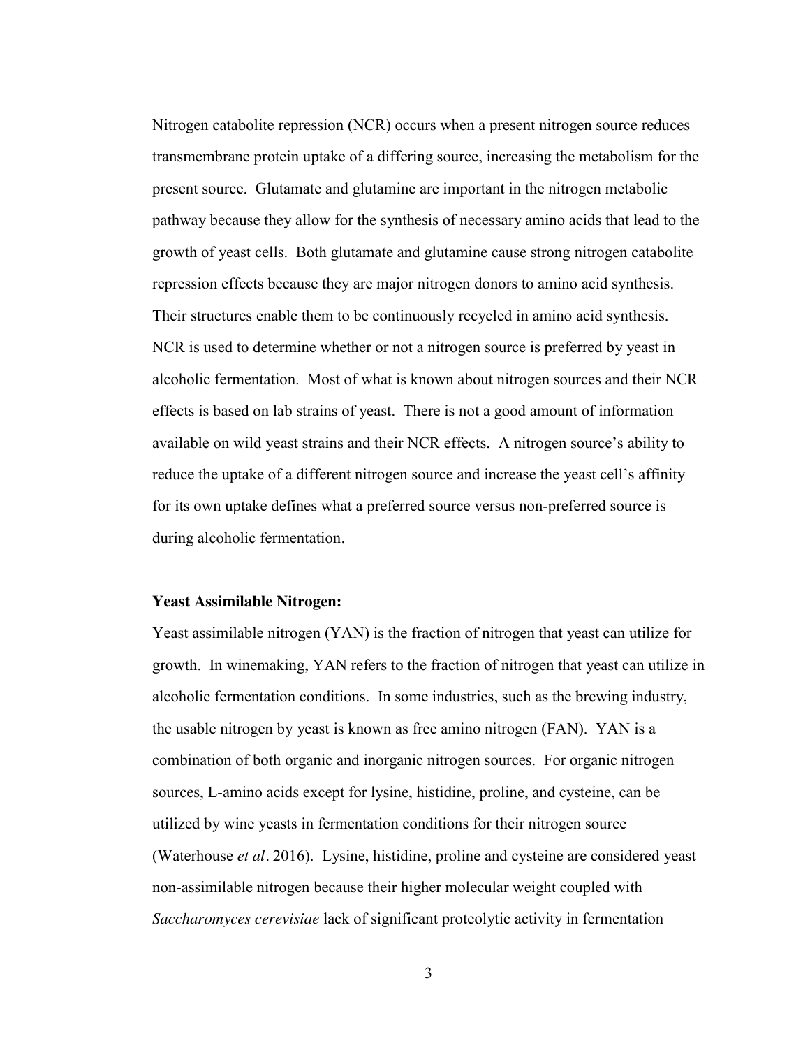Nitrogen catabolite repression (NCR) occurs when a present nitrogen source reduces transmembrane protein uptake of a differing source, increasing the metabolism for the present source. Glutamate and glutamine are important in the nitrogen metabolic pathway because they allow for the synthesis of necessary amino acids that lead to the growth of yeast cells. Both glutamate and glutamine cause strong nitrogen catabolite repression effects because they are major nitrogen donors to amino acid synthesis. Their structures enable them to be continuously recycled in amino acid synthesis. NCR is used to determine whether or not a nitrogen source is preferred by yeast in alcoholic fermentation. Most of what is known about nitrogen sources and their NCR effects is based on lab strains of yeast. There is not a good amount of information available on wild yeast strains and their NCR effects. A nitrogen source's ability to reduce the uptake of a different nitrogen source and increase the yeast cell's affinity for its own uptake defines what a preferred source versus non-preferred source is during alcoholic fermentation.

**Yeast Assimilable Nitrogen:**

Yeast assimilable nitrogen (YAN) is the fraction of nitrogen that yeast can utilize for growth. In winemaking, YAN refers to the fraction of nitrogen that yeast can utilize in alcoholic fermentation conditions. In some industries, such as the brewing industry, the usable nitrogen by yeast is known as free amino nitrogen (FAN). YAN is a combination of both organic and inorganic nitrogen sources. For organic nitrogen sources, L-amino acids except for lysine, histidine, proline, and cysteine, can be utilized by wine yeasts in fermentation conditions for their nitrogen source (Waterhouse *et al*. 2016). Lysine, histidine, proline and cysteine are considered yeast non-assimilable nitrogen because their higher molecular weight coupled with *Saccharomyces cerevisiae* lack of significant proteolytic activity in fermentation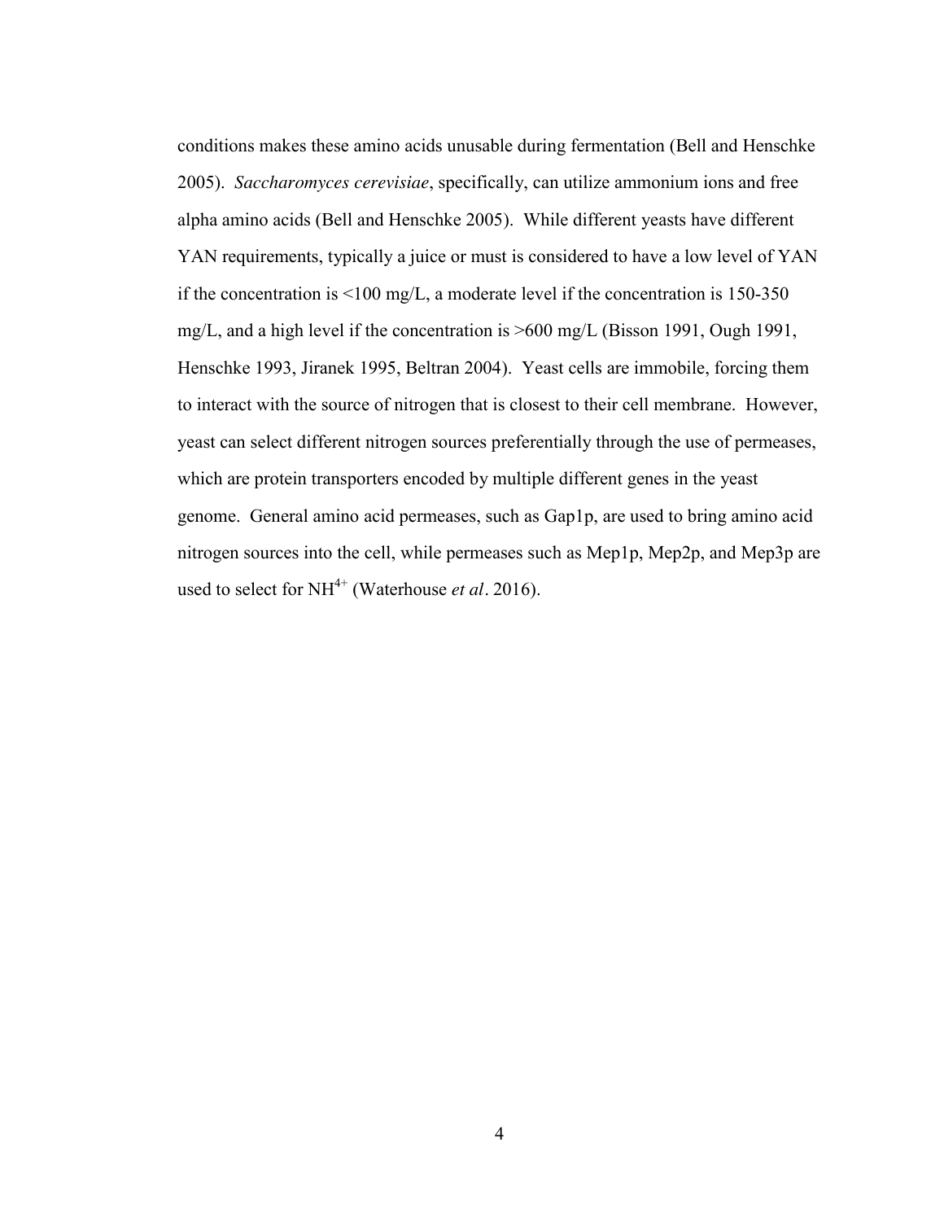conditions makes these amino acids unusable during fermentation (Bell and Henschke 2005). *Saccharomyces cerevisiae*, specifically, can utilize ammonium ions and free alpha amino acids (Bell and Henschke 2005). While different yeasts have different YAN requirements, typically a juice or must is considered to have a low level of YAN if the concentration is <100 mg/L, a moderate level if the concentration is 150-350 mg/L, and a high level if the concentration is >600 mg/L (Bisson 1991, Ough 1991, Henschke 1993, Jiranek 1995, Beltran 2004). Yeast cells are immobile, forcing them to interact with the source of nitrogen that is closest to their cell membrane. However, yeast can select different nitrogen sources preferentially through the use of permeases, which are protein transporters encoded by multiple different genes in the yeast genome. General amino acid permeases, such as Gap1p, are used to bring amino acid nitrogen sources into the cell, while permeases such as Mep1p, Mep2p, and Mep3p are used to select for $NH^{4+}$ (Waterhouse *et al*. 2016).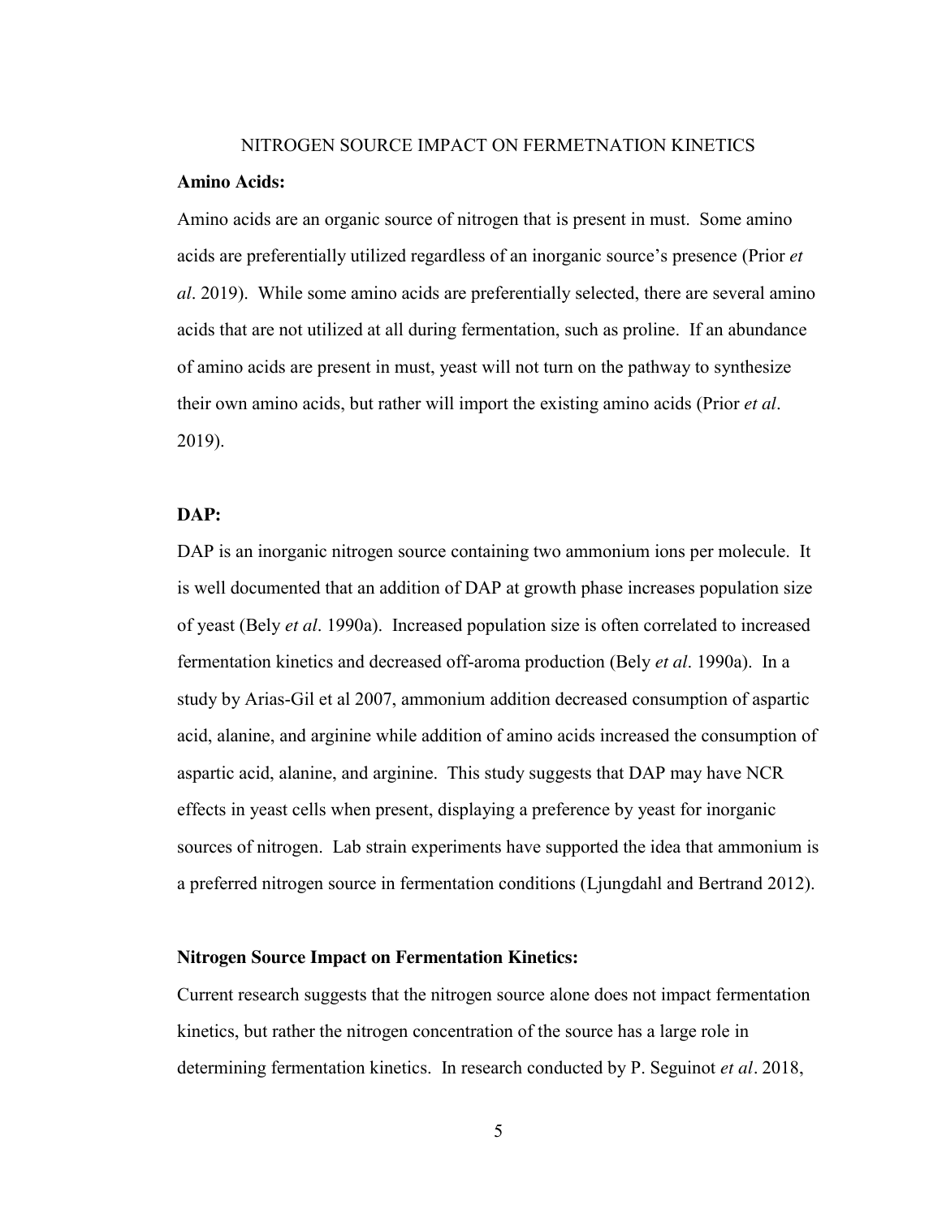NITROGEN SOURCE IMPACT ON FERMETNATION KINETICS

**Amino Acids:**

Amino acids are an organic source of nitrogen that is present in must. Some amino acids are preferentially utilized regardless of an inorganic source's presence (Prior *et al*. 2019). While some amino acids are preferentially selected, there are several amino acids that are not utilized at all during fermentation, such as proline. If an abundance of amino acids are present in must, yeast will not turn on the pathway to synthesize their own amino acids, but rather will import the existing amino acids (Prior *et al*. 2019).

**DAP:**

DAP is an inorganic nitrogen source containing two ammonium ions per molecule. It is well documented that an addition of DAP at growth phase increases population size of yeast (Bely *et al*. 1990a). Increased population size is often correlated to increased fermentation kinetics and decreased off-aroma production (Bely *et al*. 1990a). In a study by Arias-Gil et al 2007, ammonium addition decreased consumption of aspartic acid, alanine, and arginine while addition of amino acids increased the consumption of aspartic acid, alanine, and arginine. This study suggests that DAP may have NCR effects in yeast cells when present, displaying a preference by yeast for inorganic sources of nitrogen. Lab strain experiments have supported the idea that ammonium is a preferred nitrogen source in fermentation conditions (Ljungdahl and Bertrand 2012).

**Nitrogen Source Impact on Fermentation Kinetics:**

Current research suggests that the nitrogen source alone does not impact fermentation kinetics, but rather the nitrogen concentration of the source has a large role in determining fermentation kinetics. In research conducted by P. Seguinot *et al*. 2018,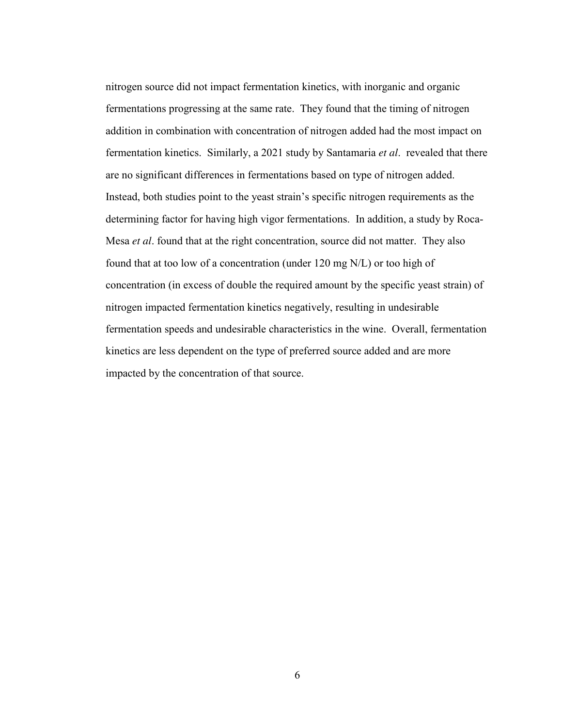nitrogen source did not impact fermentation kinetics, with inorganic and organic fermentations progressing at the same rate. They found that the timing of nitrogen addition in combination with concentration of nitrogen added had the most impact on fermentation kinetics. Similarly, a 2021 study by Santamaria *et al*. revealed that there are no significant differences in fermentations based on type of nitrogen added. Instead, both studies point to the yeast strain's specific nitrogen requirements as the determining factor for having high vigor fermentations. In addition, a study by Roca-Mesa *et al*. found that at the right concentration, source did not matter. They also found that at too low of a concentration (under 120 mg N/L) or too high of concentration (in excess of double the required amount by the specific yeast strain) of nitrogen impacted fermentation kinetics negatively, resulting in undesirable fermentation speeds and undesirable characteristics in the wine. Overall, fermentation kinetics are less dependent on the type of preferred source added and are more impacted by the concentration of that source.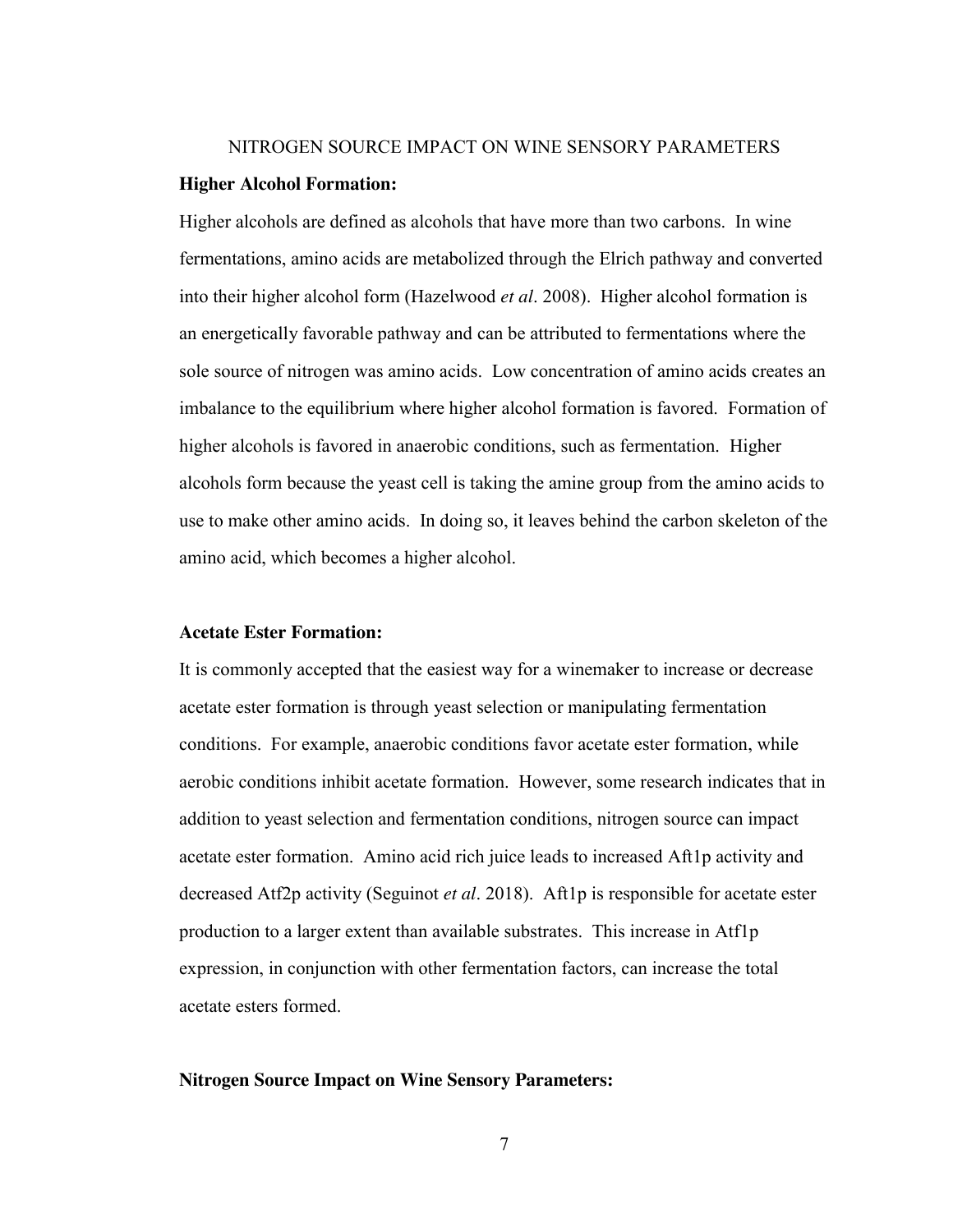**Higher Alcohol Formation:**

Higher alcohols are defined as alcohols that have more than two carbons. In wine fermentations, amino acids are metabolized through the Elrich pathway and converted into their higher alcohol form (Hazelwood *et al*. 2008). Higher alcohol formation is an energetically favorable pathway and can be attributed to fermentations where the sole source of nitrogen was amino acids. Low concentration of amino acids creates an imbalance to the equilibrium where higher alcohol formation is favored. Formation of higher alcohols is favored in anaerobic conditions, such as fermentation. Higher alcohols form because the yeast cell is taking the amine group from the amino acids to use to make other amino acids. In doing so, it leaves behind the carbon skeleton of the amino acid, which becomes a higher alcohol.

**Acetate Ester Formation:**

It is commonly accepted that the easiest way for a winemaker to increase or decrease acetate ester formation is through yeast selection or manipulating fermentation conditions. For example, anaerobic conditions favor acetate ester formation, while aerobic conditions inhibit acetate formation. However, some research indicates that in addition to yeast selection and fermentation conditions, nitrogen source can impact acetate ester formation. Amino acid rich juice leads to increased Aft1p activity and decreased Atf2p activity (Seguinot *et al*. 2018). Aft1p is responsible for acetate ester production to a larger extent than available substrates. This increase in Atf1p expression, in conjunction with other fermentation factors, can increase the total acetate esters formed.

**Nitrogen Source Impact on Wine Sensory Parameters:**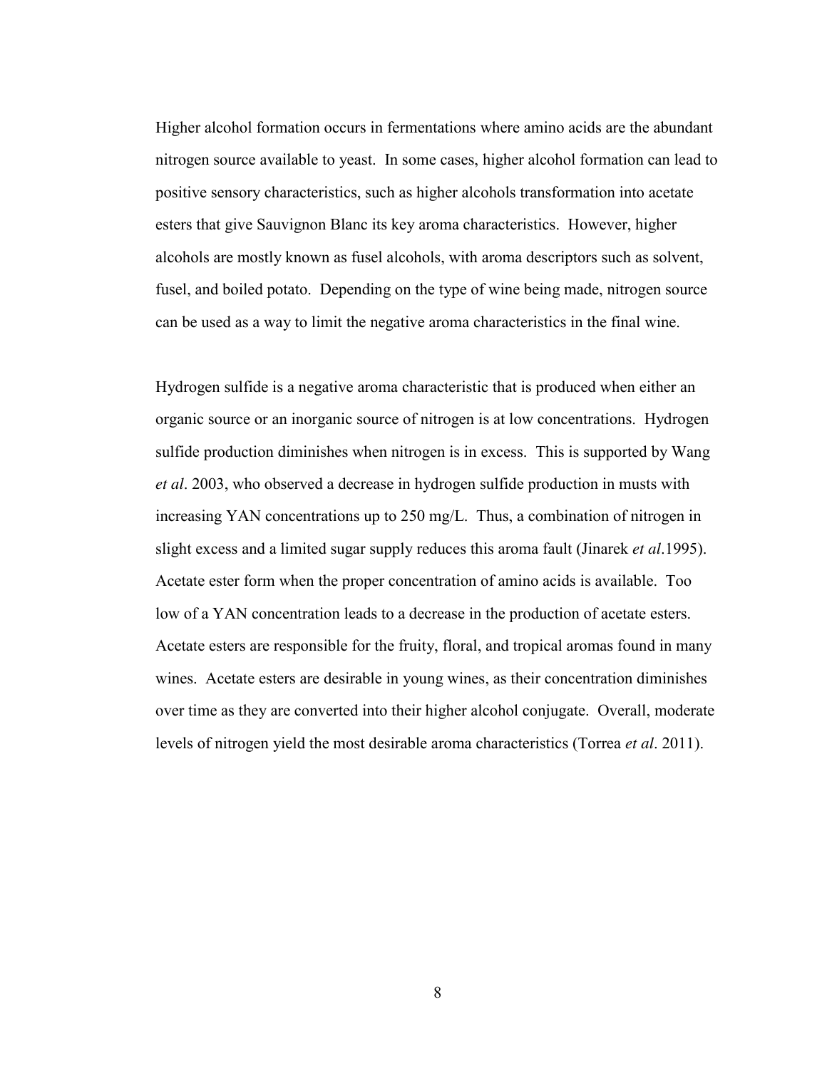Higher alcohol formation occurs in fermentations where amino acids are the abundant nitrogen source available to yeast. In some cases, higher alcohol formation can lead to positive sensory characteristics, such as higher alcohols transformation into acetate esters that give Sauvignon Blanc its key aroma characteristics. However, higher alcohols are mostly known as fusel alcohols, with aroma descriptors such as solvent, fusel, and boiled potato. Depending on the type of wine being made, nitrogen source can be used as a way to limit the negative aroma characteristics in the final wine.

Hydrogen sulfide is a negative aroma characteristic that is produced when either an organic source or an inorganic source of nitrogen is at low concentrations. Hydrogen sulfide production diminishes when nitrogen is in excess. This is supported by Wang *et al*. 2003, who observed a decrease in hydrogen sulfide production in musts with increasing YAN concentrations up to 250 mg/L. Thus, a combination of nitrogen in slight excess and a limited sugar supply reduces this aroma fault (Jinarek *et al*.1995). Acetate ester form when the proper concentration of amino acids is available. Too low of a YAN concentration leads to a decrease in the production of acetate esters. Acetate esters are responsible for the fruity, floral, and tropical aromas found in many wines. Acetate esters are desirable in young wines, as their concentration diminishes over time as they are converted into their higher alcohol conjugate. Overall, moderate levels of nitrogen yield the most desirable aroma characteristics (Torrea *et al*. 2011).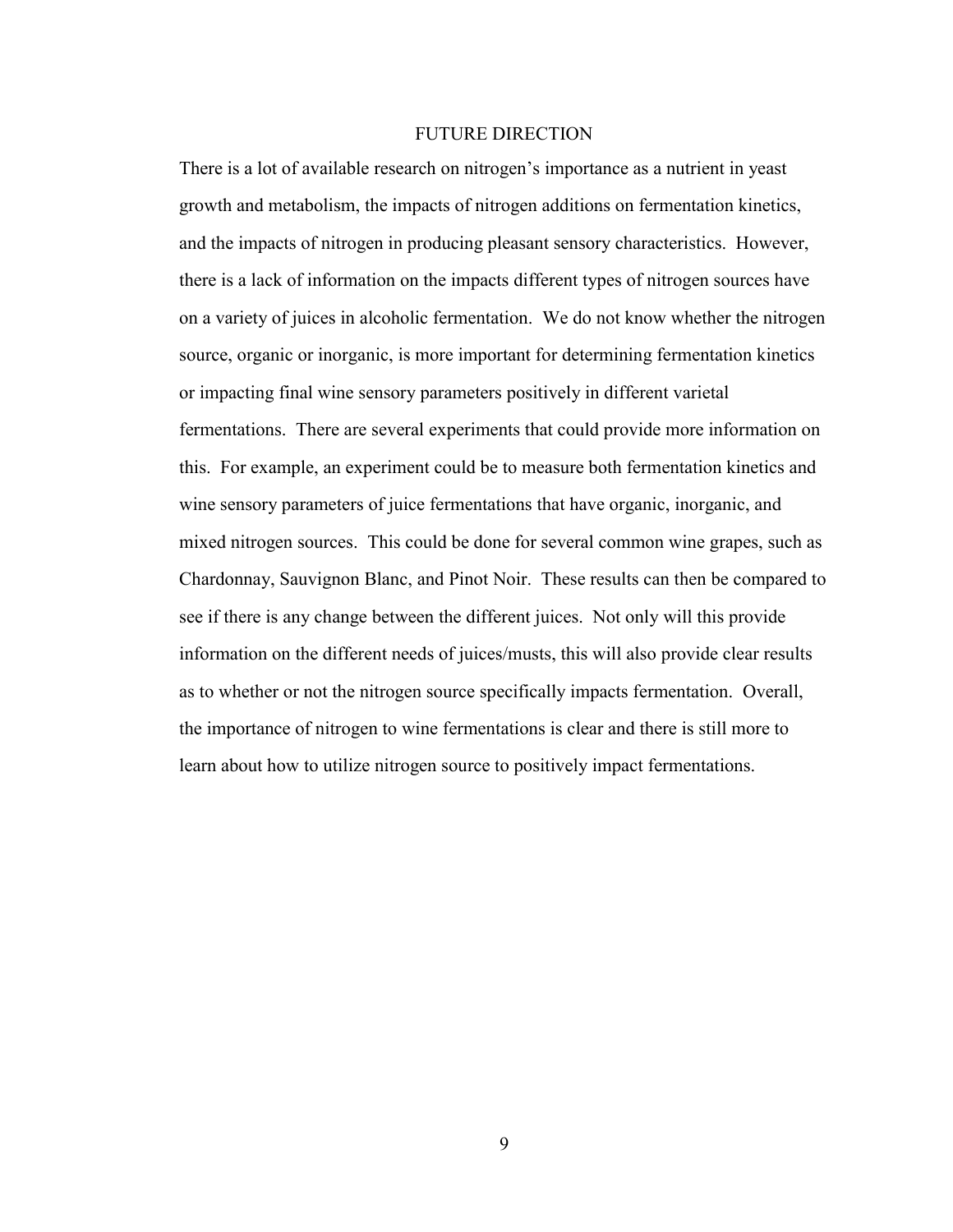## FUTURE DIRECTION

There is a lot of available research on nitrogen's importance as a nutrient in yeast growth and metabolism, the impacts of nitrogen additions on fermentation kinetics, and the impacts of nitrogen in producing pleasant sensory characteristics. However, there is a lack of information on the impacts different types of nitrogen sources have on a variety of juices in alcoholic fermentation. We do not know whether the nitrogen source, organic or inorganic, is more important for determining fermentation kinetics or impacting final wine sensory parameters positively in different varietal fermentations. There are several experiments that could provide more information on this. For example, an experiment could be to measure both fermentation kinetics and wine sensory parameters of juice fermentations that have organic, inorganic, and mixed nitrogen sources. This could be done for several common wine grapes, such as Chardonnay, Sauvignon Blanc, and Pinot Noir. These results can then be compared to see if there is any change between the different juices. Not only will this provide information on the different needs of juices/musts, this will also provide clear results as to whether or not the nitrogen source specifically impacts fermentation. Overall, the importance of nitrogen to wine fermentations is clear and there is still more to learn about how to utilize nitrogen source to positively impact fermentations.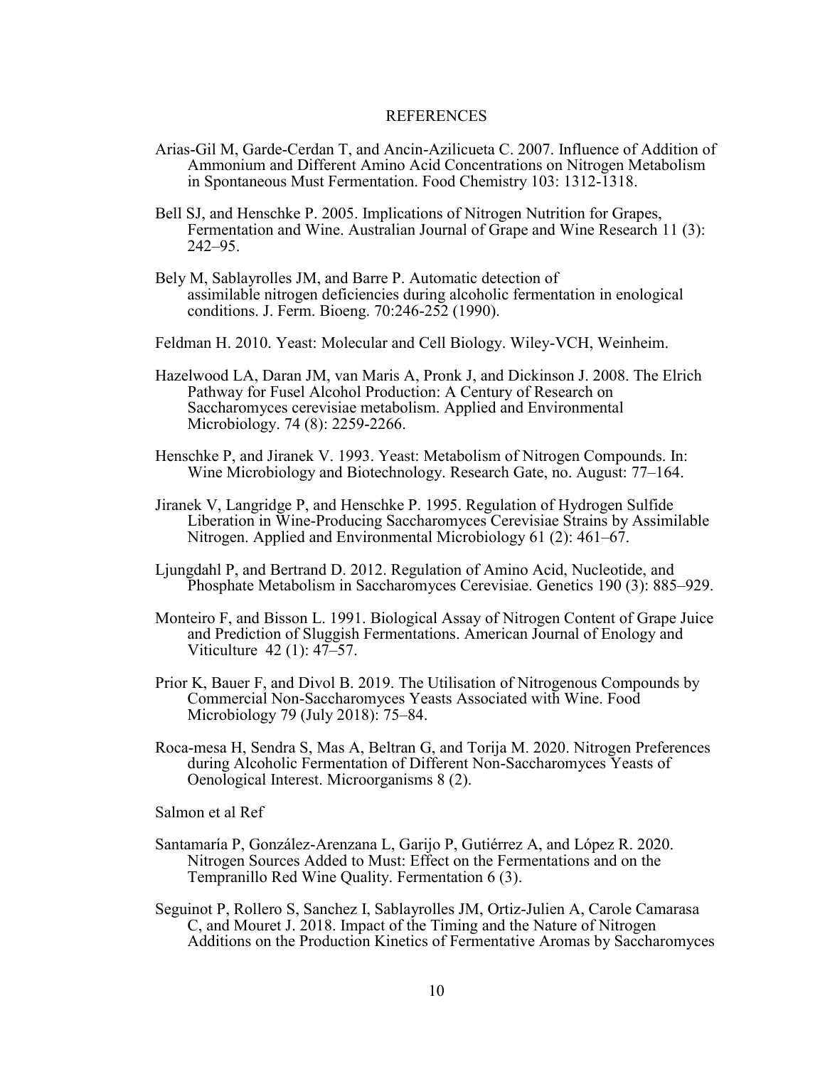# REFERENCES

Arias-Gil M, Garde-Cerdan T, and Ancin-Azilicueta C. 2007. Influence of Addition of Ammonium and Different Amino Acid Concentrations on Nitrogen Metabolism in Spontaneous Must Fermentation. Food Chemistry 103: 1312-1318.

Bell SJ, and Henschke P. 2005. Implications of Nitrogen Nutrition for Grapes, Fermentation and Wine. Australian Journal of Grape and Wine Research 11 (3): 242–95.

Bely M, Sablayrolles JM, and Barre P. Automatic detection of assimilable nitrogen deficiencies during alcoholic fermentation in enological conditions. J. Ferm. Bioeng. 70:246-252 (1990).

Feldman H. 2010. Yeast: Molecular and Cell Biology. Wiley-VCH, Weinheim.

Hazelwood LA, Daran JM, van Maris A, Pronk J, and Dickinson J. 2008. The Elrich Pathway for Fusel Alcohol Production: A Century of Research on Saccharomyces cerevisiae metabolism. Applied and Environmental Microbiology. 74 (8): 2259-2266.

Henschke P, and Jiranek V. 1993. Yeast: Metabolism of Nitrogen Compounds. In: Wine Microbiology and Biotechnology. Research Gate, no. August: 77–164.

Jiranek V, Langridge P, and Henschke P. 1995. Regulation of Hydrogen Sulfide Liberation in Wine-Producing Saccharomyces Cerevisiae Strains by Assimilable Nitrogen. Applied and Environmental Microbiology 61 (2): 461–67.

Ljungdahl P, and Bertrand D. 2012. Regulation of Amino Acid, Nucleotide, and Phosphate Metabolism in Saccharomyces Cerevisiae. Genetics 190 (3): 885–929.

Monteiro F, and Bisson L. 1991. Biological Assay of Nitrogen Content of Grape Juice and Prediction of Sluggish Fermentations. American Journal of Enology and Viticulture 42 (1): 47–57.

Prior K, Bauer F, and Divol B. 2019. The Utilisation of Nitrogenous Compounds by Commercial Non-Saccharomyces Yeasts Associated with Wine. Food Microbiology 79 (July 2018): 75–84.

Roca-mesa H, Sendra S, Mas A, Beltran G, and Torija M. 2020. Nitrogen Preferences during Alcoholic Fermentation of Different Non-Saccharomyces Yeasts of Oenological Interest. Microorganisms 8 (2).

Salmon et al Ref

Santamaría P, González-Arenzana L, Garijo P, Gutiérrez A, and López R. 2020. Nitrogen Sources Added to Must: Effect on the Fermentations and on the Tempranillo Red Wine Quality. Fermentation 6 (3).

Seguinot P, Rollero S, Sanchez I, Sablayrolles JM, Ortiz-Julien A, Carole Camarasa C, and Mouret J. 2018. Impact of the Timing and the Nature of Nitrogen Additions on the Production Kinetics of Fermentative Aromas by Saccharomyces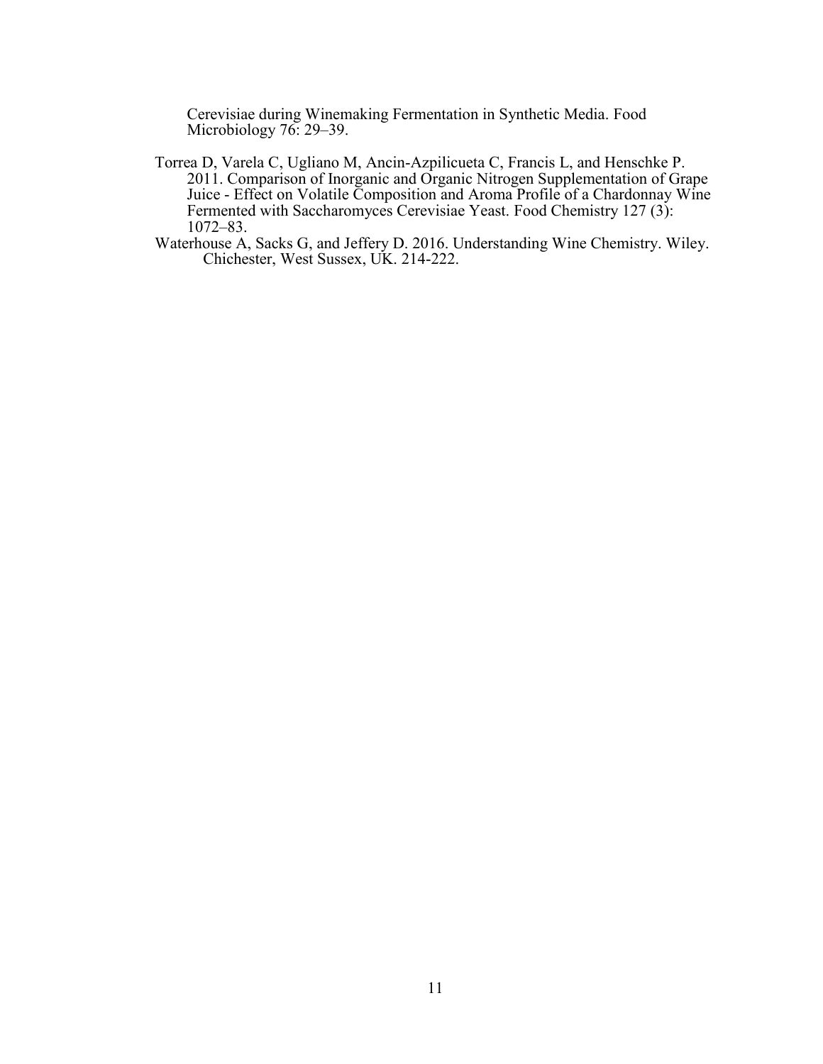Cerevisiae during Winemaking Fermentation in Synthetic Media. Food Microbiology 76: 29–39.

Torrea D, Varela C, Ugliano M, Ancin-Azpilicueta C, Francis L, and Henschke P. 2011. Comparison of Inorganic and Organic Nitrogen Supplementation of Grape Juice - Effect on Volatile Composition and Aroma Profile of a Chardonnay Wine Fermented with Saccharomyces Cerevisiae Yeast. Food Chemistry 127 (3): 1072–83.

Waterhouse A, Sacks G, and Jeffery D. 2016. Understanding Wine Chemistry. Wiley. Chichester, West Sussex, UK. 214-222.